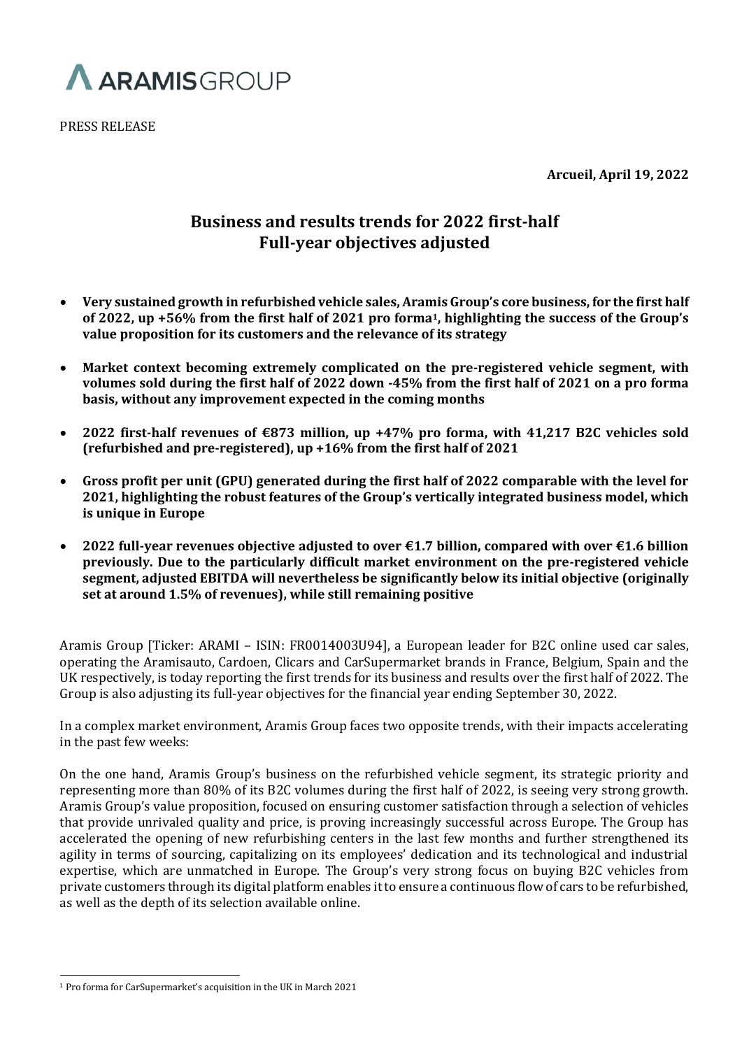ARAMIS GROUP

PRESS RELEASE

**Arcueil, April 19, 2022**

# Business and results trends for 2022 first-half
# Full-year objectives adjusted

- **Very sustained growth in refurbished vehicle sales, Aramis Group's core business, for the first half of 2022, up +56% from the first half of 2021 pro forma[1], highlighting the success of the Group's value proposition for its customers and the relevance of its strategy**
- **Market context becoming extremely complicated on the pre-registered vehicle segment, with volumes sold during the first half of 2022 down -45% from the first half of 2021 on a pro forma basis, without any improvement expected in the coming months**
- **2022 first-half revenues of €873 million, up +47% pro forma, with 41,217 B2C vehicles sold (refurbished and pre-registered), up +16% from the first half of 2021**
- **Gross profit per unit (GPU) generated during the first half of 2022 comparable with the level for 2021, highlighting the robust features of the Group's vertically integrated business model, which is unique in Europe**
- **2022 full-year revenues objective adjusted to over €1.7 billion, compared with over €1.6 billion previously. Due to the particularly difficult market environment on the pre-registered vehicle segment, adjusted EBITDA will nevertheless be significantly below its initial objective (originally set at around 1.5% of revenues), while still remaining positive**

Aramis Group [Ticker: ARAMI – ISIN: FR0014003U94], a European leader for B2C online used car sales, operating the Aramisauto, Cardoen, Clicars and CarSupermarket brands in France, Belgium, Spain and the UK respectively, is today reporting the first trends for its business and results over the first half of 2022. The Group is also adjusting its full-year objectives for the financial year ending September 30, 2022.

In a complex market environment, Aramis Group faces two opposite trends, with their impacts accelerating in the past few weeks:

On the one hand, Aramis Group's business on the refurbished vehicle segment, its strategic priority and representing more than 80% of its B2C volumes during the first half of 2022, is seeing very strong growth. Aramis Group's value proposition, focused on ensuring customer satisfaction through a selection of vehicles that provide unrivaled quality and price, is proving increasingly successful across Europe. The Group has accelerated the opening of new refurbishing centers in the last few months and further strengthened its agility in terms of sourcing, capitalizing on its employees' dedication and its technological and industrial expertise, which are unmatched in Europe. The Group's very strong focus on buying B2C vehicles from private customers through its digital platform enables it to ensure a continuous flow of cars to be refurbished, as well as the depth of its selection available online.

[1] Pro forma for CarSupermarket's acquisition in the UK in March 2021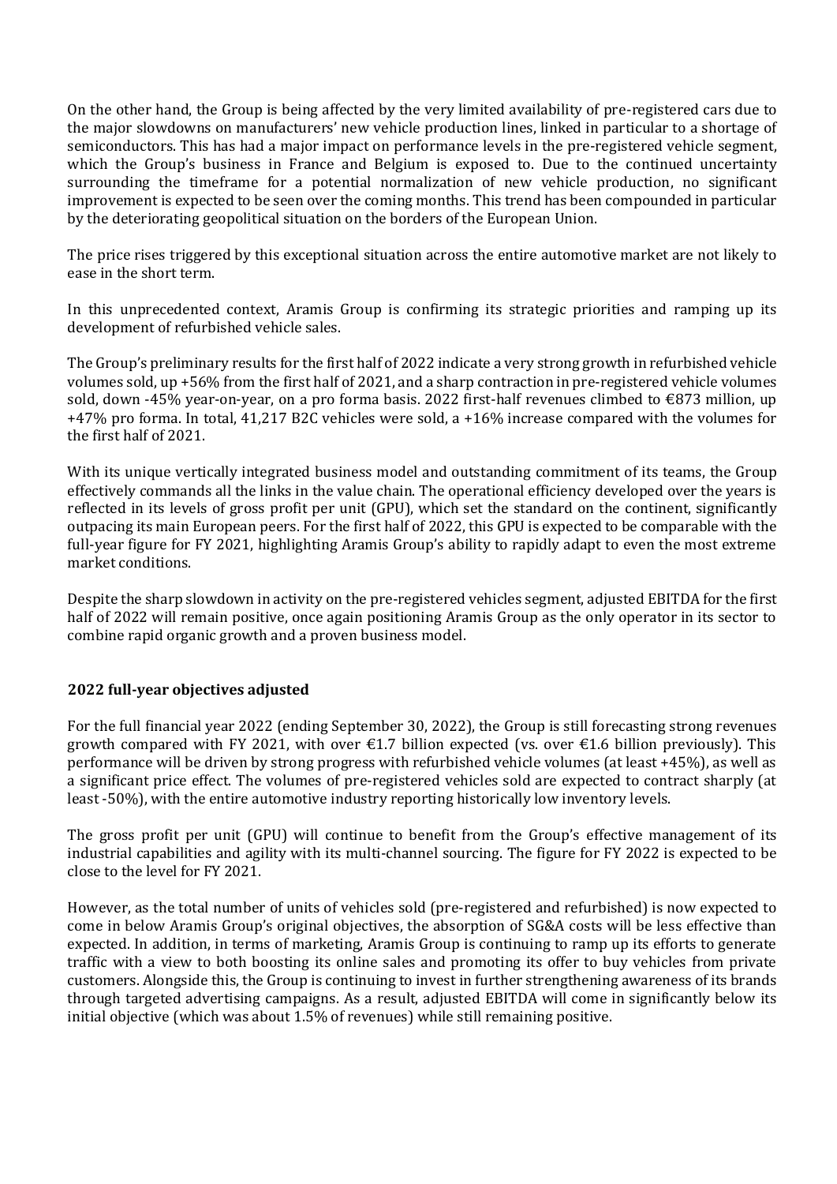On the other hand, the Group is being affected by the very limited availability of pre-registered cars due to the major slowdowns on manufacturers' new vehicle production lines, linked in particular to a shortage of semiconductors. This has had a major impact on performance levels in the pre-registered vehicle segment, which the Group's business in France and Belgium is exposed to. Due to the continued uncertainty surrounding the timeframe for a potential normalization of new vehicle production, no significant improvement is expected to be seen over the coming months. This trend has been compounded in particular by the deteriorating geopolitical situation on the borders of the European Union.

The price rises triggered by this exceptional situation across the entire automotive market are not likely to ease in the short term.

In this unprecedented context, Aramis Group is confirming its strategic priorities and ramping up its development of refurbished vehicle sales.

The Group's preliminary results for the first half of 2022 indicate a very strong growth in refurbished vehicle volumes sold, up +56% from the first half of 2021, and a sharp contraction in pre-registered vehicle volumes sold, down -45% year-on-year, on a pro forma basis. 2022 first-half revenues climbed to €873 million, up +47% pro forma. In total, 41,217 B2C vehicles were sold, a +16% increase compared with the volumes for the first half of 2021.

With its unique vertically integrated business model and outstanding commitment of its teams, the Group effectively commands all the links in the value chain. The operational efficiency developed over the years is reflected in its levels of gross profit per unit (GPU), which set the standard on the continent, significantly outpacing its main European peers. For the first half of 2022, this GPU is expected to be comparable with the full-year figure for FY 2021, highlighting Aramis Group's ability to rapidly adapt to even the most extreme market conditions.

Despite the sharp slowdown in activity on the pre-registered vehicles segment, adjusted EBITDA for the first half of 2022 will remain positive, once again positioning Aramis Group as the only operator in its sector to combine rapid organic growth and a proven business model.

## 2022 full-year objectives adjusted

For the full financial year 2022 (ending September 30, 2022), the Group is still forecasting strong revenues growth compared with FY 2021, with over €1.7 billion expected (vs. over €1.6 billion previously). This performance will be driven by strong progress with refurbished vehicle volumes (at least +45%), as well as a significant price effect. The volumes of pre-registered vehicles sold are expected to contract sharply (at least -50%), with the entire automotive industry reporting historically low inventory levels.

The gross profit per unit (GPU) will continue to benefit from the Group's effective management of its industrial capabilities and agility with its multi-channel sourcing. The figure for FY 2022 is expected to be close to the level for FY 2021.

However, as the total number of units of vehicles sold (pre-registered and refurbished) is now expected to come in below Aramis Group's original objectives, the absorption of SG&A costs will be less effective than expected. In addition, in terms of marketing, Aramis Group is continuing to ramp up its efforts to generate traffic with a view to both boosting its online sales and promoting its offer to buy vehicles from private customers. Alongside this, the Group is continuing to invest in further strengthening awareness of its brands through targeted advertising campaigns. As a result, adjusted EBITDA will come in significantly below its initial objective (which was about 1.5% of revenues) while still remaining positive.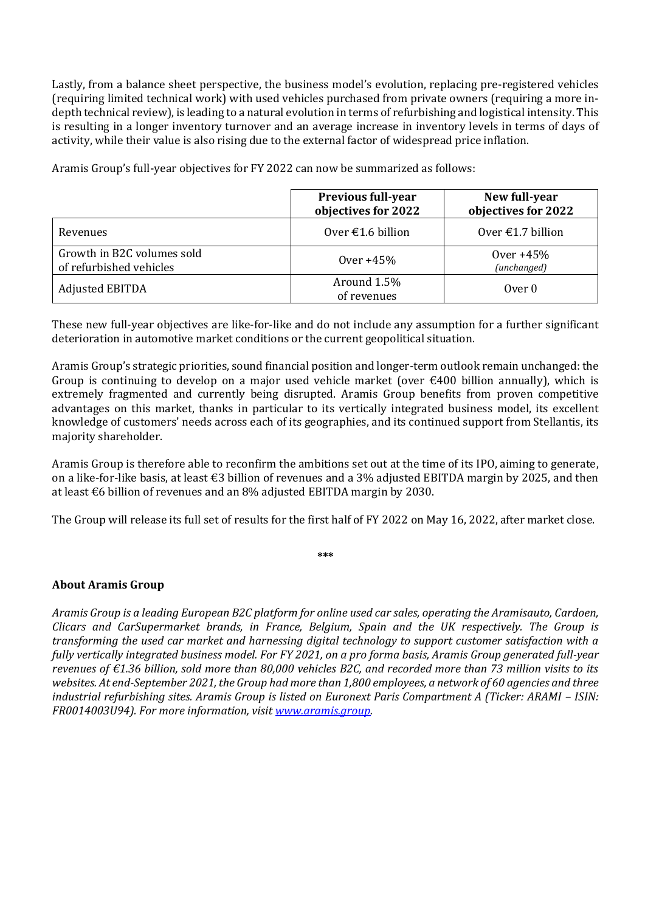Lastly, from a balance sheet perspective, the business model's evolution, replacing pre-registered vehicles (requiring limited technical work) with used vehicles purchased from private owners (requiring a more in-depth technical review), is leading to a natural evolution in terms of refurbishing and logistical intensity. This is resulting in a longer inventory turnover and an average increase in inventory levels in terms of days of activity, while their value is also rising due to the external factor of widespread price inflation.

Aramis Group's full-year objectives for FY 2022 can now be summarized as follows:

| | **Previous full-year objectives for 2022** | **New full-year objectives for 2022** |
|---|---|---|
| Revenues | Over €1.6 billion | Over €1.7 billion |
| Growth in B2C volumes sold of refurbished vehicles | Over +45% | Over +45% *(unchanged)* |
| Adjusted EBITDA | Around 1.5% of revenues | Over 0 |

These new full-year objectives are like-for-like and do not include any assumption for a further significant deterioration in automotive market conditions or the current geopolitical situation.

Aramis Group's strategic priorities, sound financial position and longer-term outlook remain unchanged: the Group is continuing to develop on a major used vehicle market (over €400 billion annually), which is extremely fragmented and currently being disrupted. Aramis Group benefits from proven competitive advantages on this market, thanks in particular to its vertically integrated business model, its excellent knowledge of customers' needs across each of its geographies, and its continued support from Stellantis, its majority shareholder.

Aramis Group is therefore able to reconfirm the ambitions set out at the time of its IPO, aiming to generate, on a like-for-like basis, at least €3 billion of revenues and a 3% adjusted EBITDA margin by 2025, and then at least €6 billion of revenues and an 8% adjusted EBITDA margin by 2030.

The Group will release its full set of results for the first half of FY 2022 on May 16, 2022, after market close.

\*\*\*

**About Aramis Group**

*Aramis Group is a leading European B2C platform for online used car sales, operating the Aramisauto, Cardoen, Clicars and CarSupermarket brands, in France, Belgium, Spain and the UK respectively. The Group is transforming the used car market and harnessing digital technology to support customer satisfaction with a fully vertically integrated business model. For FY 2021, on a pro forma basis, Aramis Group generated full-year revenues of €1.36 billion, sold more than 80,000 vehicles B2C, and recorded more than 73 million visits to its websites. At end-September 2021, the Group had more than 1,800 employees, a network of 60 agencies and three industrial refurbishing sites. Aramis Group is listed on Euronext Paris Compartment A (Ticker: ARAMI – ISIN: FR0014003U94). For more information, visit [www.aramis.group](www.aramis.group).*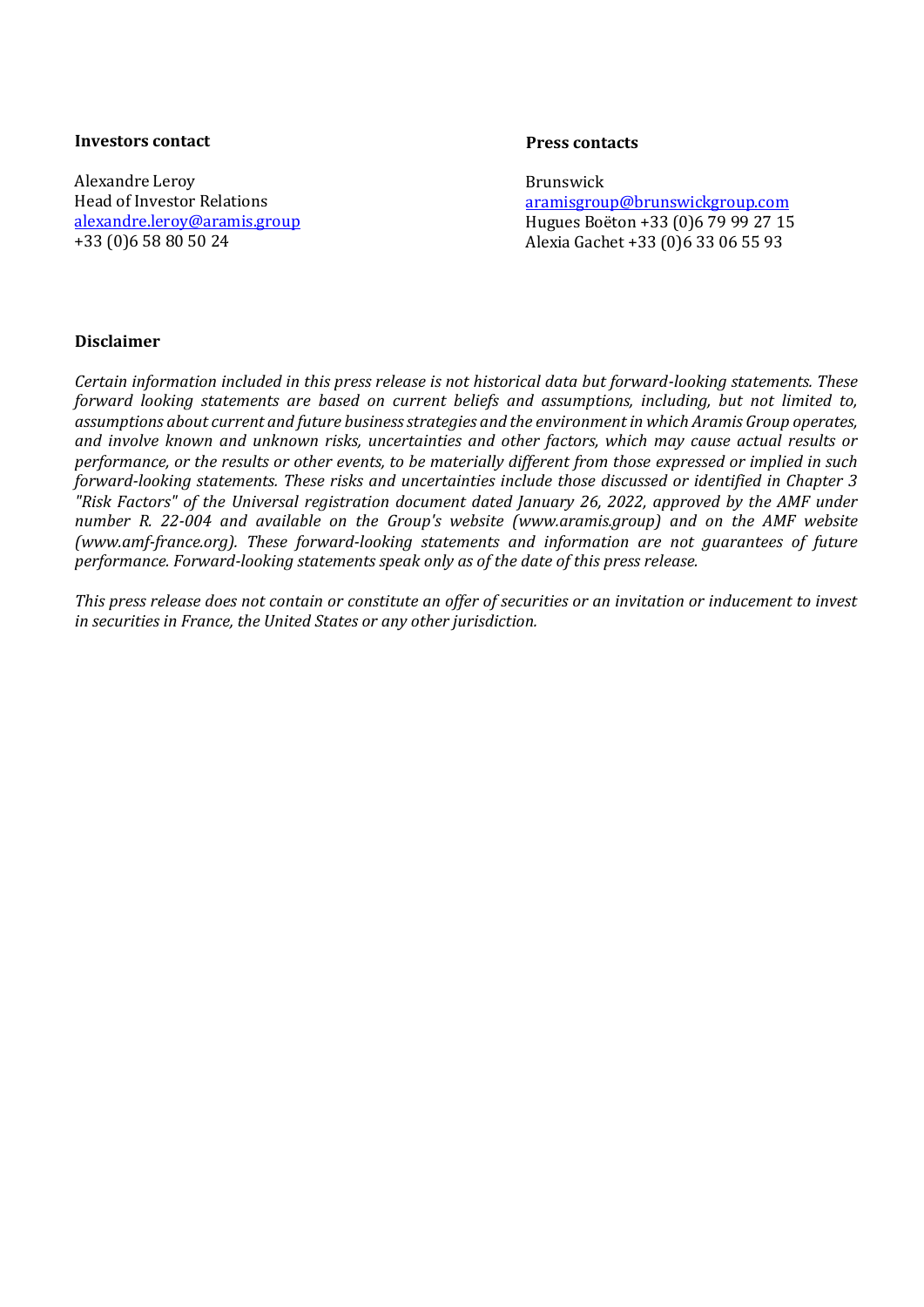**Investors contact**

Alexandre Leroy
Head of Investor Relations
[alexandre.leroy@aramis.group](mailto:alexandre.leroy@aramis.group)
+33 (0)6 58 80 50 24

**Press contacts**

Brunswick
[aramisgroup@brunswickgroup.com](mailto:aramisgroup@brunswickgroup.com)
Hugues Boëton +33 (0)6 79 99 27 15
Alexia Gachet +33 (0)6 33 06 55 93

**Disclaimer**

*Certain information included in this press release is not historical data but forward-looking statements. These forward looking statements are based on current beliefs and assumptions, including, but not limited to, assumptions about current and future business strategies and the environment in which Aramis Group operates, and involve known and unknown risks, uncertainties and other factors, which may cause actual results or performance, or the results or other events, to be materially different from those expressed or implied in such forward-looking statements. These risks and uncertainties include those discussed or identified in Chapter 3 "Risk Factors" of the Universal registration document dated January 26, 2022, approved by the AMF under number R. 22-004 and available on the Group's website (www.aramis.group) and on the AMF website (www.amf-france.org). These forward-looking statements and information are not guarantees of future performance. Forward-looking statements speak only as of the date of this press release.*

*This press release does not contain or constitute an offer of securities or an invitation or inducement to invest in securities in France, the United States or any other jurisdiction.*